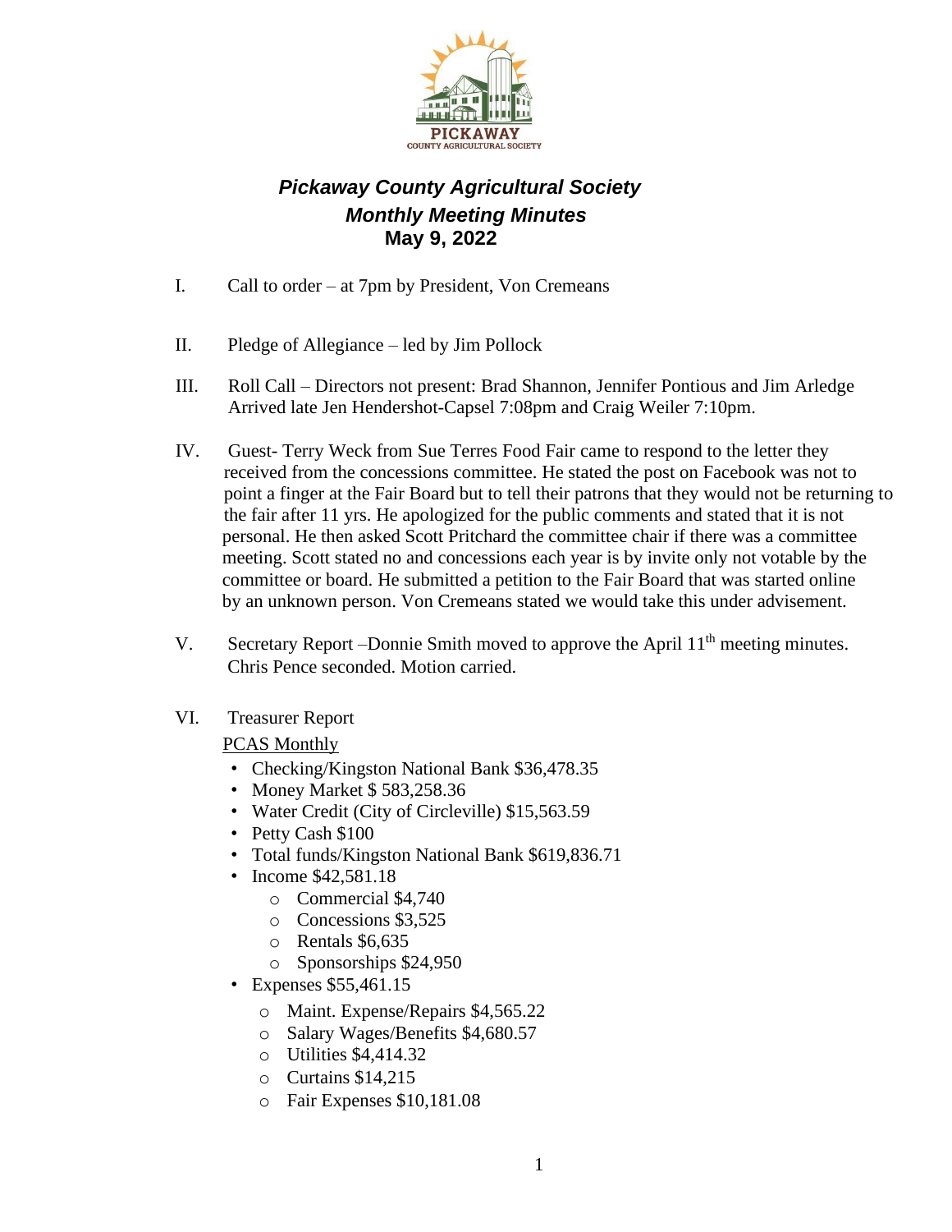# *Pickaway County Agricultural Society*
## *Monthly Meeting Minutes*
### May 9, 2022

I. Call to order – at 7pm by President, Von Cremeans

II. Pledge of Allegiance – led by Jim Pollock

III. Roll Call – Directors not present: Brad Shannon, Jennifer Pontious and Jim Arledge Arrived late Jen Hendershot-Capsel 7:08pm and Craig Weiler 7:10pm.

IV. Guest- Terry Weck from Sue Terres Food Fair came to respond to the letter they received from the concessions committee. He stated the post on Facebook was not to point a finger at the Fair Board but to tell their patrons that they would not be returning to the fair after 11 yrs. He apologized for the public comments and stated that it is not personal. He then asked Scott Pritchard the committee chair if there was a committee meeting. Scott stated no and concessions each year is by invite only not votable by the committee or board. He submitted a petition to the Fair Board that was started online by an unknown person. Von Cremeans stated we would take this under advisement.

V. Secretary Report –Donnie Smith moved to approve the April 11th meeting minutes. Chris Pence seconded. Motion carried.

VI. Treasurer Report

<u>PCAS Monthly</u>

- Checking/Kingston National Bank $36,478.35
- Money Market $ 583,258.36
- Water Credit (City of Circleville) $15,563.59
- Petty Cash $100
- Total funds/Kingston National Bank $619,836.71
- Income $42,581.18
  - Commercial $4,740
  - Concessions $3,525
  - Rentals $6,635
  - Sponsorships $24,950
- Expenses $55,461.15
  - Maint. Expense/Repairs $4,565.22
  - Salary Wages/Benefits $4,680.57
  - Utilities $4,414.32
  - Curtains $14,215
  - Fair Expenses $10,181.08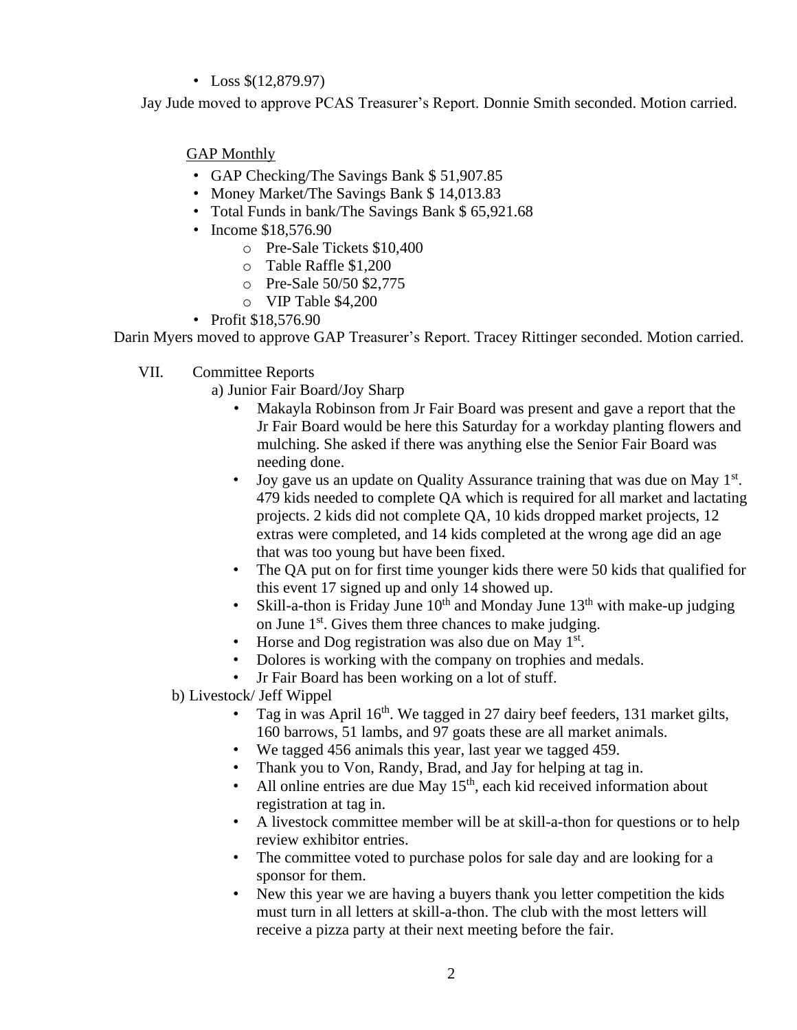- Loss $(12,879.97)

Jay Jude moved to approve PCAS Treasurer's Report. Donnie Smith seconded. Motion carried.

GAP Monthly

- GAP Checking/The Savings Bank $ 51,907.85
- Money Market/The Savings Bank $ 14,013.83
- Total Funds in bank/The Savings Bank $ 65,921.68
- Income $18,576.90
  - Pre-Sale Tickets $10,400
  - Table Raffle $1,200
  - Pre-Sale 50/50 $2,775
  - VIP Table $4,200
- Profit $18,576.90

Darin Myers moved to approve GAP Treasurer's Report. Tracey Rittinger seconded. Motion carried.

VII. Committee Reports

a) Junior Fair Board/Joy Sharp

- Makayla Robinson from Jr Fair Board was present and gave a report that the Jr Fair Board would be here this Saturday for a workday planting flowers and mulching. She asked if there was anything else the Senior Fair Board was needing done.
- Joy gave us an update on Quality Assurance training that was due on May 1st. 479 kids needed to complete QA which is required for all market and lactating projects. 2 kids did not complete QA, 10 kids dropped market projects, 12 extras were completed, and 14 kids completed at the wrong age did an age that was too young but have been fixed.
- The QA put on for first time younger kids there were 50 kids that qualified for this event 17 signed up and only 14 showed up.
- Skill-a-thon is Friday June 10th and Monday June 13th with make-up judging on June 1st. Gives them three chances to make judging.
- Horse and Dog registration was also due on May 1st.
- Dolores is working with the company on trophies and medals.
- Jr Fair Board has been working on a lot of stuff.

b) Livestock/ Jeff Wippel

- Tag in was April 16th. We tagged in 27 dairy beef feeders, 131 market gilts, 160 barrows, 51 lambs, and 97 goats these are all market animals.
- We tagged 456 animals this year, last year we tagged 459.
- Thank you to Von, Randy, Brad, and Jay for helping at tag in.
- All online entries are due May 15th, each kid received information about registration at tag in.
- A livestock committee member will be at skill-a-thon for questions or to help review exhibitor entries.
- The committee voted to purchase polos for sale day and are looking for a sponsor for them.
- New this year we are having a buyers thank you letter competition the kids must turn in all letters at skill-a-thon. The club with the most letters will receive a pizza party at their next meeting before the fair.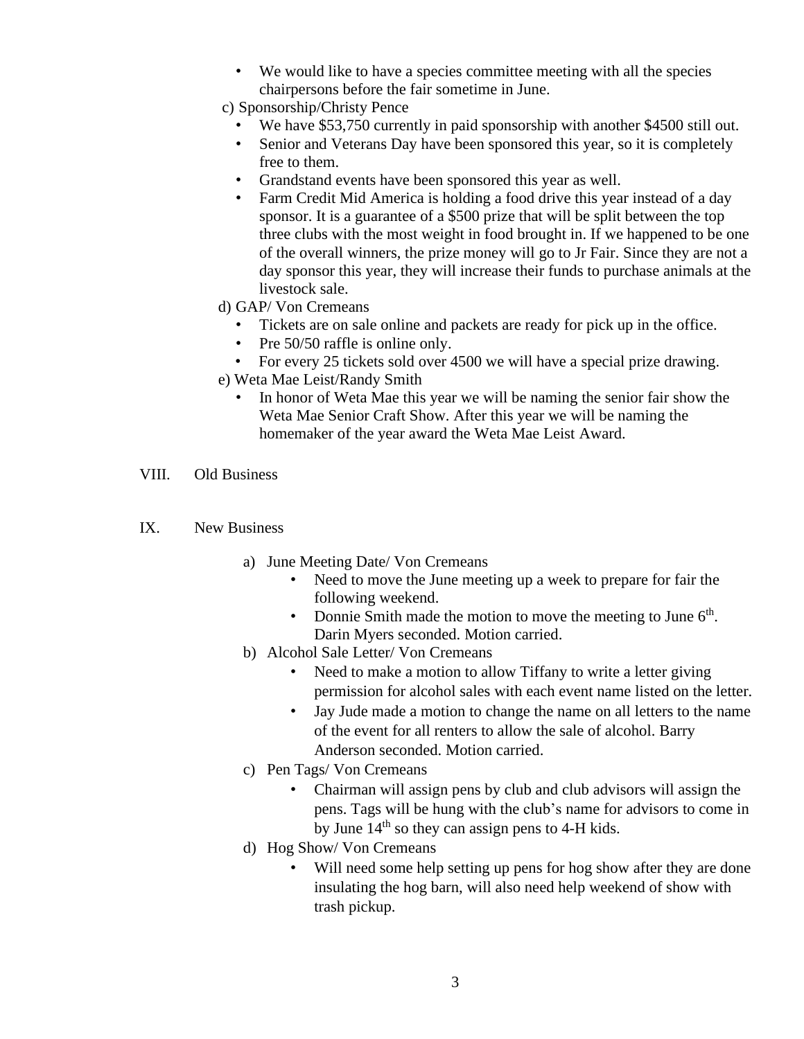- We would like to have a species committee meeting with all the species chairpersons before the fair sometime in June.

c) Sponsorship/Christy Pence
- We have $53,750 currently in paid sponsorship with another $4500 still out.
- Senior and Veterans Day have been sponsored this year, so it is completely free to them.
- Grandstand events have been sponsored this year as well.
- Farm Credit Mid America is holding a food drive this year instead of a day sponsor. It is a guarantee of a $500 prize that will be split between the top three clubs with the most weight in food brought in. If we happened to be one of the overall winners, the prize money will go to Jr Fair. Since they are not a day sponsor this year, they will increase their funds to purchase animals at the livestock sale.

d) GAP/ Von Cremeans
- Tickets are on sale online and packets are ready for pick up in the office.
- Pre 50/50 raffle is online only.
- For every 25 tickets sold over 4500 we will have a special prize drawing.

e) Weta Mae Leist/Randy Smith
- In honor of Weta Mae this year we will be naming the senior fair show the Weta Mae Senior Craft Show. After this year we will be naming the homemaker of the year award the Weta Mae Leist Award.

VIII. Old Business

IX. New Business

a) June Meeting Date/ Von Cremeans
- Need to move the June meeting up a week to prepare for fair the following weekend.
- Donnie Smith made the motion to move the meeting to June 6th. Darin Myers seconded. Motion carried.

b) Alcohol Sale Letter/ Von Cremeans
- Need to make a motion to allow Tiffany to write a letter giving permission for alcohol sales with each event name listed on the letter.
- Jay Jude made a motion to change the name on all letters to the name of the event for all renters to allow the sale of alcohol. Barry Anderson seconded. Motion carried.

c) Pen Tags/ Von Cremeans
- Chairman will assign pens by club and club advisors will assign the pens. Tags will be hung with the club's name for advisors to come in by June 14th so they can assign pens to 4-H kids.

d) Hog Show/ Von Cremeans
- Will need some help setting up pens for hog show after they are done insulating the hog barn, will also need help weekend of show with trash pickup.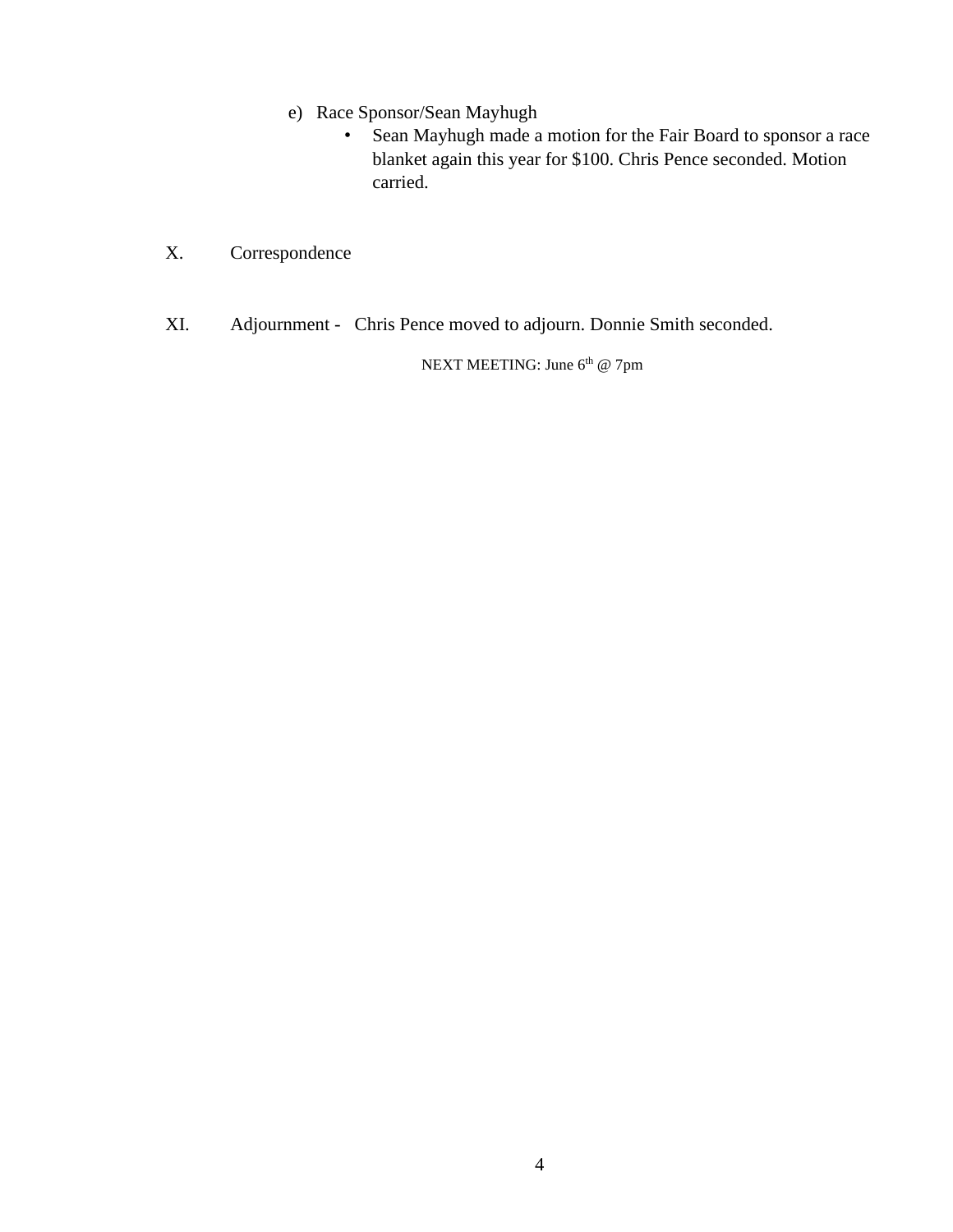e) Race Sponsor/Sean Mayhugh
   - Sean Mayhugh made a motion for the Fair Board to sponsor a race blanket again this year for $100. Chris Pence seconded. Motion carried.

X. Correspondence

XI. Adjournment - Chris Pence moved to adjourn. Donnie Smith seconded.

NEXT MEETING: June 6th @ 7pm